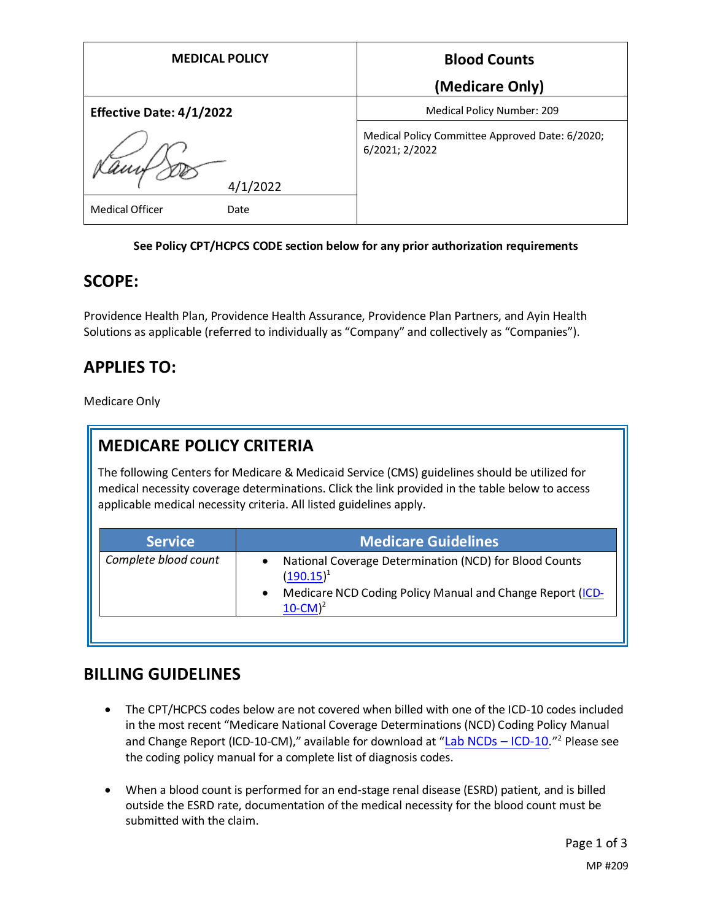| MEDICAL POLICY | Blood Counts (Medicare Only) |
|---|---|
| **Effective Date: 4/1/2022** | Medical Policy Number: 209 |
| 4/1/2022 | Medical Policy Committee Approved Date: 6/2020; 6/2021; 2/2022 |
| Medical Officer Date | |

**See Policy CPT/HCPCS CODE section below for any prior authorization requirements**

## SCOPE:

Providence Health Plan, Providence Health Assurance, Providence Plan Partners, and Ayin Health Solutions as applicable (referred to individually as "Company" and collectively as "Companies").

## APPLIES TO:

Medicare Only

## MEDICARE POLICY CRITERIA

The following Centers for Medicare & Medicaid Service (CMS) guidelines should be utilized for medical necessity coverage determinations. Click the link provided in the table below to access applicable medical necessity criteria. All listed guidelines apply.

| Service | Medicare Guidelines |
|---|---|
| *Complete blood count* | • National Coverage Determination (NCD) for Blood Counts (190.15)[1]<br>• Medicare NCD Coding Policy Manual and Change Report (ICD-10-CM)[2] |

## BILLING GUIDELINES

- The CPT/HCPCS codes below are not covered when billed with one of the ICD-10 codes included in the most recent "Medicare National Coverage Determinations (NCD) Coding Policy Manual and Change Report (ICD-10-CM)," available for download at "Lab NCDs – ICD-10."[2] Please see the coding policy manual for a complete list of diagnosis codes.

- When a blood count is performed for an end-stage renal disease (ESRD) patient, and is billed outside the ESRD rate, documentation of the medical necessity for the blood count must be submitted with the claim.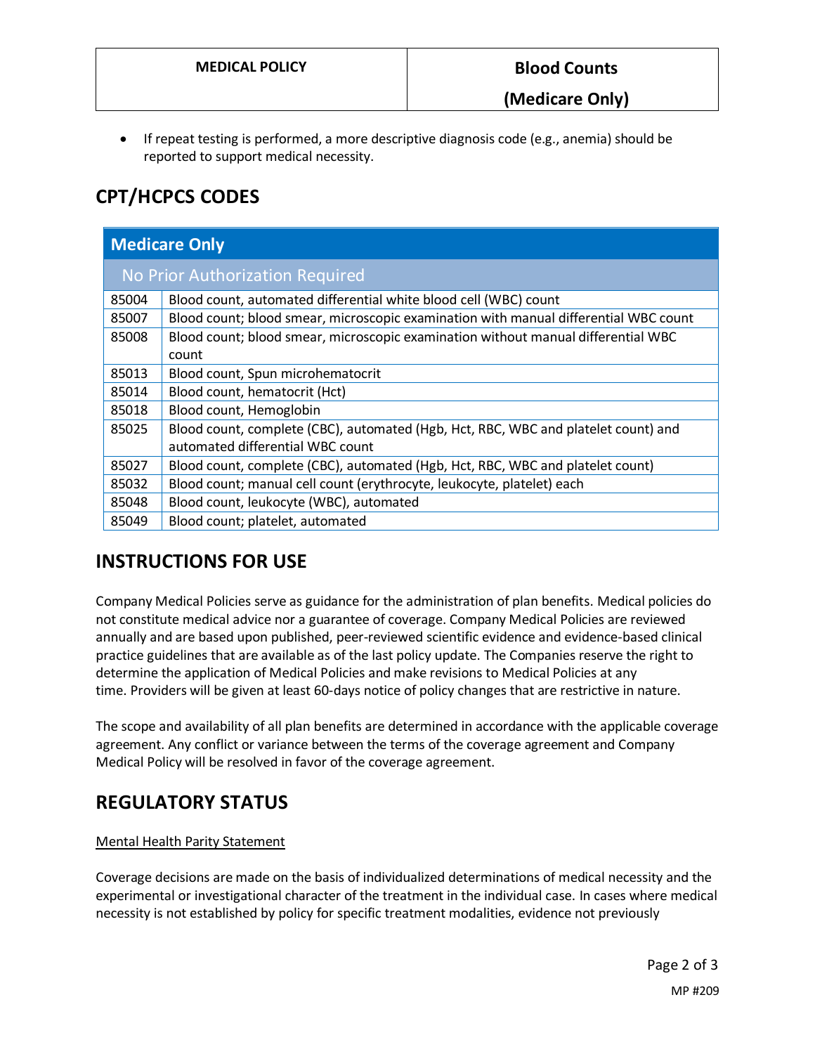- If repeat testing is performed, a more descriptive diagnosis code (e.g., anemia) should be reported to support medical necessity.

## CPT/HCPCS CODES

| Medicare Only | |
|---|---|
| No Prior Authorization Required | |
| 85004 | Blood count, automated differential white blood cell (WBC) count |
| 85007 | Blood count; blood smear, microscopic examination with manual differential WBC count |
| 85008 | Blood count; blood smear, microscopic examination without manual differential WBC count |
| 85013 | Blood count, Spun microhematocrit |
| 85014 | Blood count, hematocrit (Hct) |
| 85018 | Blood count, Hemoglobin |
| 85025 | Blood count, complete (CBC), automated (Hgb, Hct, RBC, WBC and platelet count) and automated differential WBC count |
| 85027 | Blood count, complete (CBC), automated (Hgb, Hct, RBC, WBC and platelet count) |
| 85032 | Blood count; manual cell count (erythrocyte, leukocyte, platelet) each |
| 85048 | Blood count, leukocyte (WBC), automated |
| 85049 | Blood count; platelet, automated |

## INSTRUCTIONS FOR USE

Company Medical Policies serve as guidance for the administration of plan benefits. Medical policies do not constitute medical advice nor a guarantee of coverage. Company Medical Policies are reviewed annually and are based upon published, peer-reviewed scientific evidence and evidence-based clinical practice guidelines that are available as of the last policy update. The Companies reserve the right to determine the application of Medical Policies and make revisions to Medical Policies at any time. Providers will be given at least 60-days notice of policy changes that are restrictive in nature.

The scope and availability of all plan benefits are determined in accordance with the applicable coverage agreement. Any conflict or variance between the terms of the coverage agreement and Company Medical Policy will be resolved in favor of the coverage agreement.

## REGULATORY STATUS

Mental Health Parity Statement

Coverage decisions are made on the basis of individualized determinations of medical necessity and the experimental or investigational character of the treatment in the individual case. In cases where medical necessity is not established by policy for specific treatment modalities, evidence not previously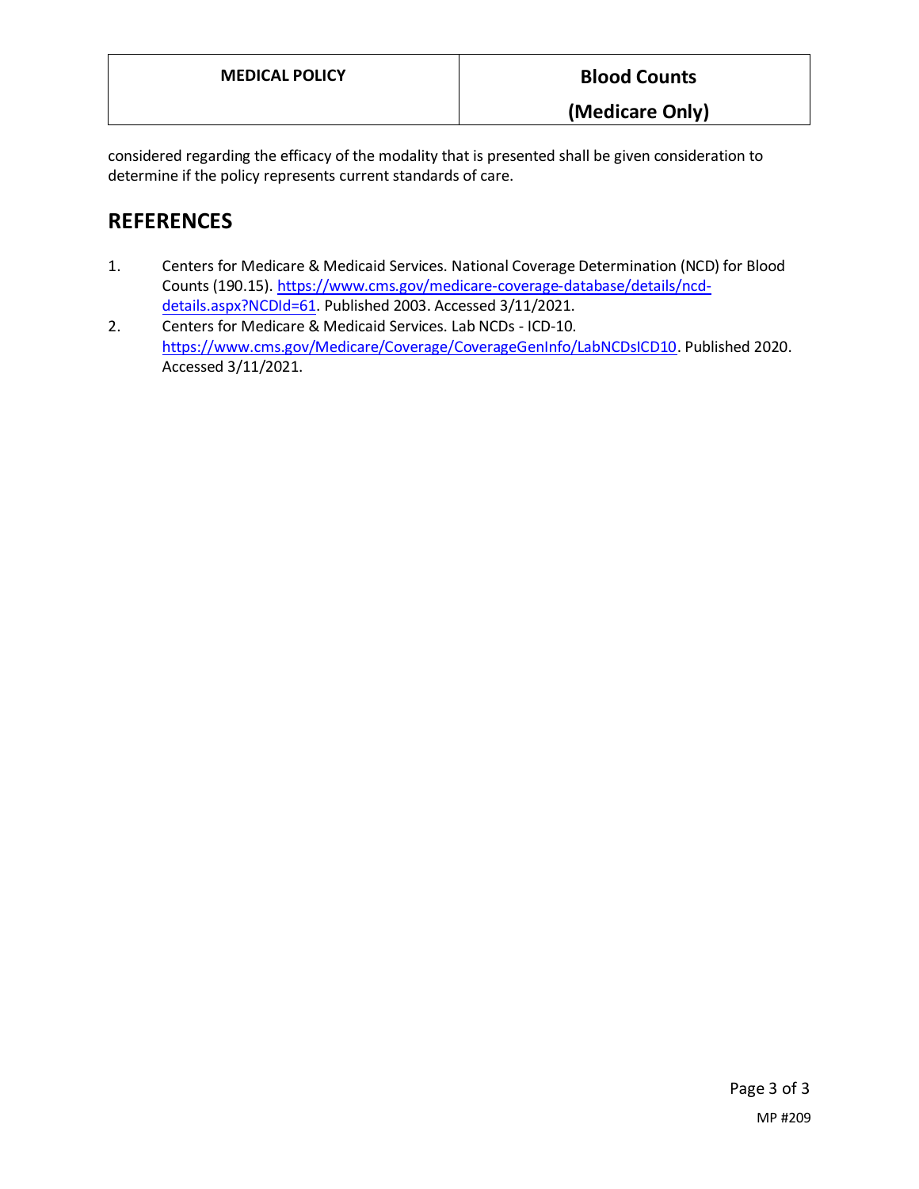considered regarding the efficacy of the modality that is presented shall be given consideration to determine if the policy represents current standards of care.

## REFERENCES

1. Centers for Medicare & Medicaid Services. National Coverage Determination (NCD) for Blood Counts (190.15). https://www.cms.gov/medicare-coverage-database/details/ncd-details.aspx?NCDId=61. Published 2003. Accessed 3/11/2021.
2. Centers for Medicare & Medicaid Services. Lab NCDs - ICD-10. https://www.cms.gov/Medicare/Coverage/CoverageGenInfo/LabNCDsICD10. Published 2020. Accessed 3/11/2021.